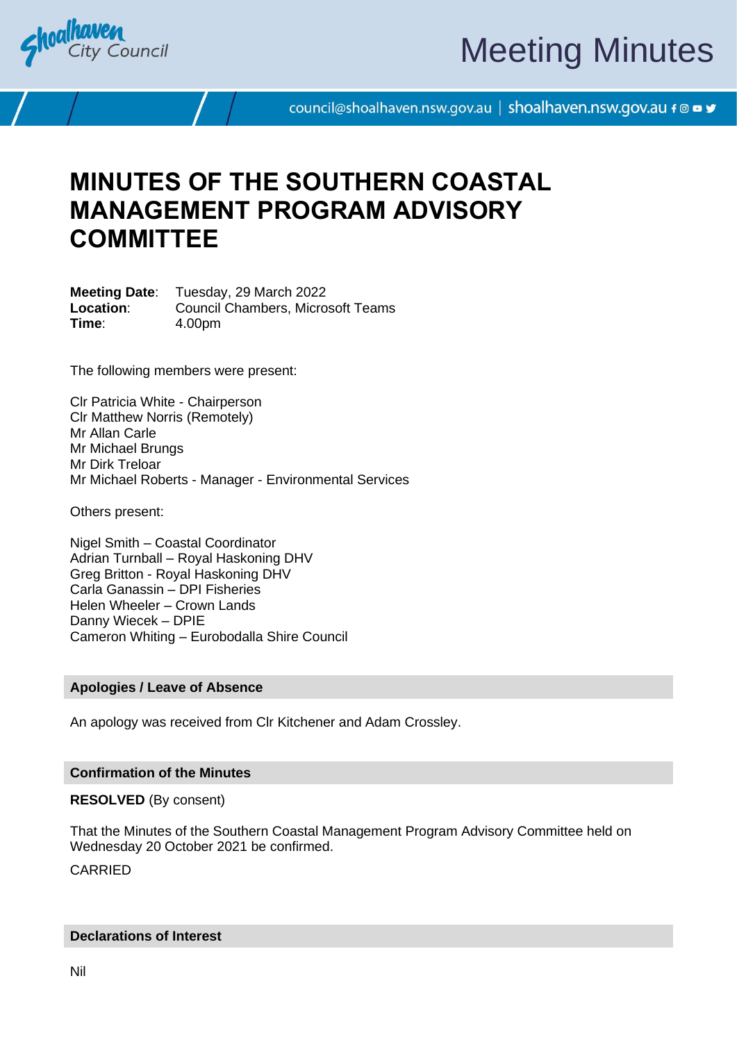# MINUTES OF THE SOUTHERN COASTAL MANAGEMENT PROGRAM ADVISORY COMMITTEE

**Meeting Date**: Tuesday, 29 March 2022
**Location**: Council Chambers, Microsoft Teams
**Time**: 4.00pm

The following members were present:

Clr Patricia White - Chairperson
Clr Matthew Norris (Remotely)
Mr Allan Carle
Mr Michael Brungs
Mr Dirk Treloar
Mr Michael Roberts - Manager - Environmental Services

Others present:

Nigel Smith – Coastal Coordinator
Adrian Turnball – Royal Haskoning DHV
Greg Britton - Royal Haskoning DHV
Carla Ganassin – DPI Fisheries
Helen Wheeler – Crown Lands
Danny Wiecek – DPIE
Cameron Whiting – Eurobodalla Shire Council

## Apologies / Leave of Absence

An apology was received from Clr Kitchener and Adam Crossley.

## Confirmation of the Minutes

**RESOLVED** (By consent)

That the Minutes of the Southern Coastal Management Program Advisory Committee held on Wednesday 20 October 2021 be confirmed.

CARRIED

## Declarations of Interest

Nil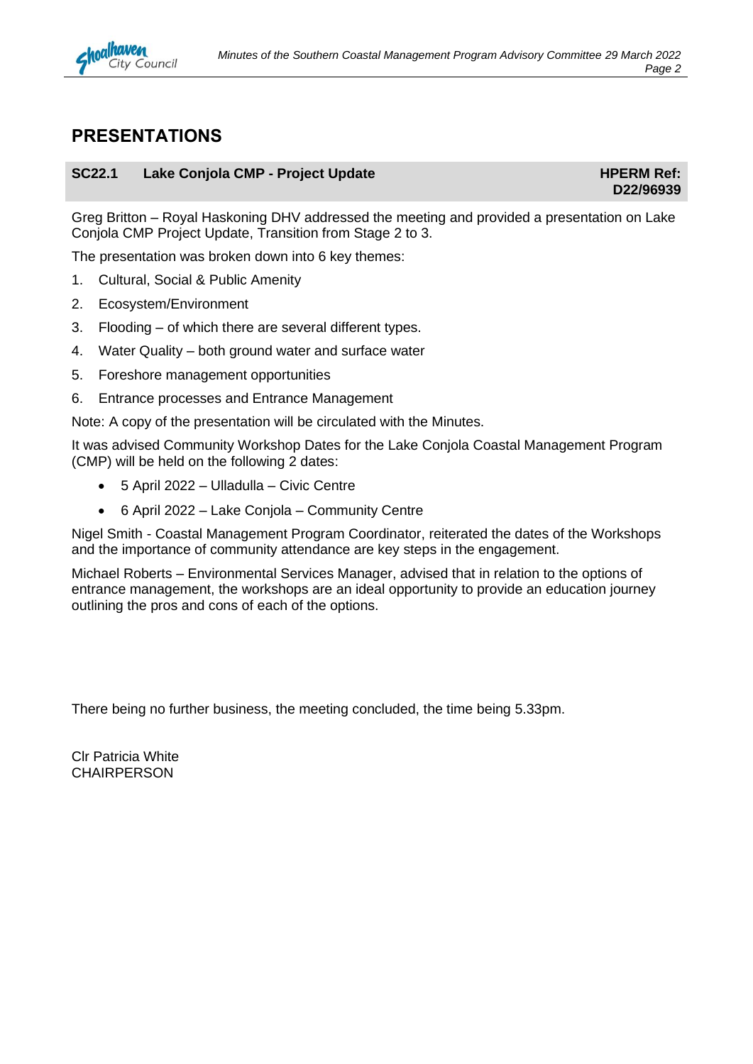## PRESENTATIONS

### SC22.1 Lake Conjola CMP - Project Update — HPERM Ref: D22/96939

Greg Britton – Royal Haskoning DHV addressed the meeting and provided a presentation on Lake Conjola CMP Project Update, Transition from Stage 2 to 3.

The presentation was broken down into 6 key themes:

1. Cultural, Social & Public Amenity
2. Ecosystem/Environment
3. Flooding – of which there are several different types.
4. Water Quality – both ground water and surface water
5. Foreshore management opportunities
6. Entrance processes and Entrance Management

Note: A copy of the presentation will be circulated with the Minutes.

It was advised Community Workshop Dates for the Lake Conjola Coastal Management Program (CMP) will be held on the following 2 dates:

- 5 April 2022 – Ulladulla – Civic Centre
- 6 April 2022 – Lake Conjola – Community Centre

Nigel Smith - Coastal Management Program Coordinator, reiterated the dates of the Workshops and the importance of community attendance are key steps in the engagement.

Michael Roberts – Environmental Services Manager, advised that in relation to the options of entrance management, the workshops are an ideal opportunity to provide an education journey outlining the pros and cons of each of the options.

There being no further business, the meeting concluded, the time being 5.33pm.

Clr Patricia White
CHAIRPERSON